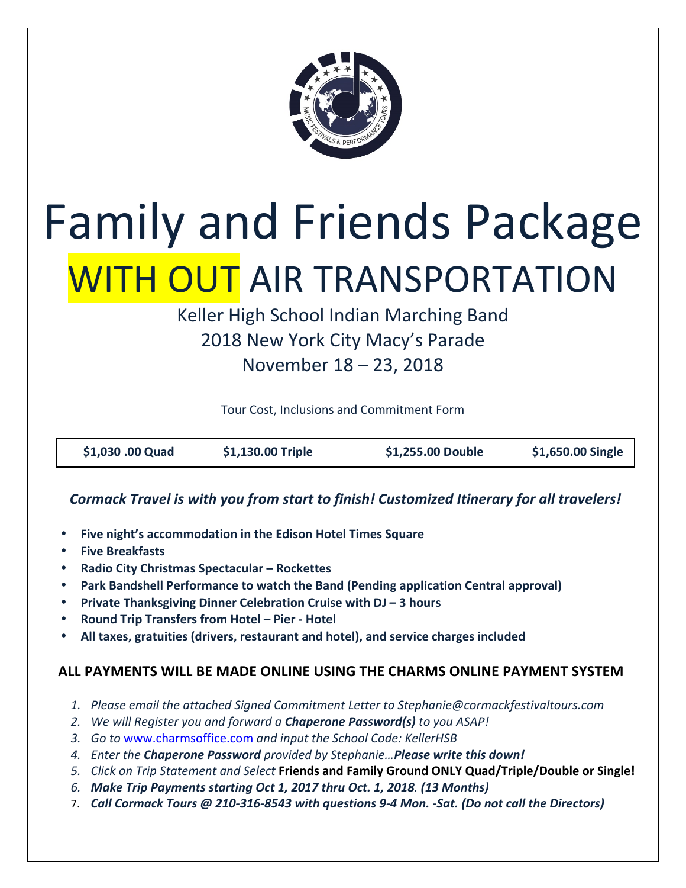# Family and Friends Package

# WITH OUT AIR TRANSPORTATION

## Keller High School Indian Marching Band
## 2018 New York City Macy's Parade
## November 18 – 23, 2018

Tour Cost, Inclusions and Commitment Form

| **$1,030 .00 Quad** | **$1,130.00 Triple** | **$1,255.00 Double** | **$1,650.00 Single** |
|---|---|---|---|

***Cormack Travel is with you from start to finish! Customized Itinerary for all travelers!***

- **Five night's accommodation in the Edison Hotel Times Square**
- **Five Breakfasts**
- **Radio City Christmas Spectacular – Rockettes**
- **Park Bandshell Performance to watch the Band (Pending application Central approval)**
- **Private Thanksgiving Dinner Celebration Cruise with DJ – 3 hours**
- **Round Trip Transfers from Hotel – Pier - Hotel**
- **All taxes, gratuities (drivers, restaurant and hotel), and service charges included**

### ALL PAYMENTS WILL BE MADE ONLINE USING THE CHARMS ONLINE PAYMENT SYSTEM

1. *Please email the attached Signed Commitment Letter to Stephanie@cormackfestivaltours.com*
2. *We will Register you and forward a **Chaperone Password(s)** to you ASAP!*
3. *Go to* www.charmsoffice.com *and input the School Code: KellerHSB*
4. *Enter the **Chaperone Password** provided by Stephanie…**Please write this down!***
5. *Click on Trip Statement and Select* **Friends and Family Ground ONLY Quad/Triple/Double or Single!**
6. ***Make Trip Payments starting Oct 1, 2017 thru Oct. 1, 2018. (13 Months)***
7. ***Call Cormack Tours @ 210-316-8543 with questions 9-4 Mon. -Sat. (Do not call the Directors)***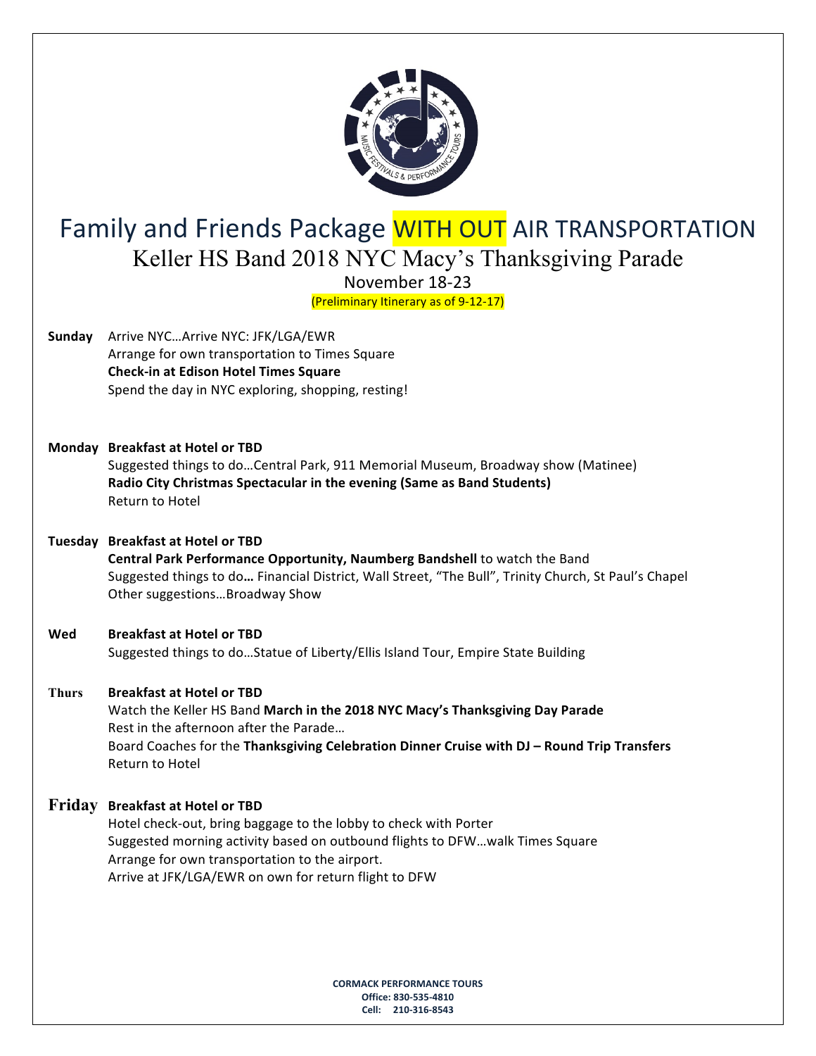# Family and Friends Package WITH OUT AIR TRANSPORTATION

## Keller HS Band 2018 NYC Macy's Thanksgiving Parade

November 18-23

(Preliminary Itinerary as of 9-12-17)

**Sunday** Arrive NYC…Arrive NYC: JFK/LGA/EWR
Arrange for own transportation to Times Square
**Check-in at Edison Hotel Times Square**
Spend the day in NYC exploring, shopping, resting!

**Monday** **Breakfast at Hotel or TBD**
Suggested things to do…Central Park, 911 Memorial Museum, Broadway show (Matinee)
**Radio City Christmas Spectacular in the evening (Same as Band Students)**
Return to Hotel

**Tuesday** **Breakfast at Hotel or TBD**
**Central Park Performance Opportunity, Naumberg Bandshell** to watch the Band
Suggested things to do**…** Financial District, Wall Street, "The Bull", Trinity Church, St Paul's Chapel
Other suggestions…Broadway Show

**Wed** **Breakfast at Hotel or TBD**
Suggested things to do…Statue of Liberty/Ellis Island Tour, Empire State Building

**Thurs** **Breakfast at Hotel or TBD**
Watch the Keller HS Band **March in the 2018 NYC Macy's Thanksgiving Day Parade**
Rest in the afternoon after the Parade…
Board Coaches for the **Thanksgiving Celebration Dinner Cruise with DJ – Round Trip Transfers**
Return to Hotel

**Friday** **Breakfast at Hotel or TBD**
Hotel check-out, bring baggage to the lobby to check with Porter
Suggested morning activity based on outbound flights to DFW…walk Times Square
Arrange for own transportation to the airport.
Arrive at JFK/LGA/EWR on own for return flight to DFW

**CORMACK PERFORMANCE TOURS**
**Office: 830-535-4810**
**Cell: 210-316-8543**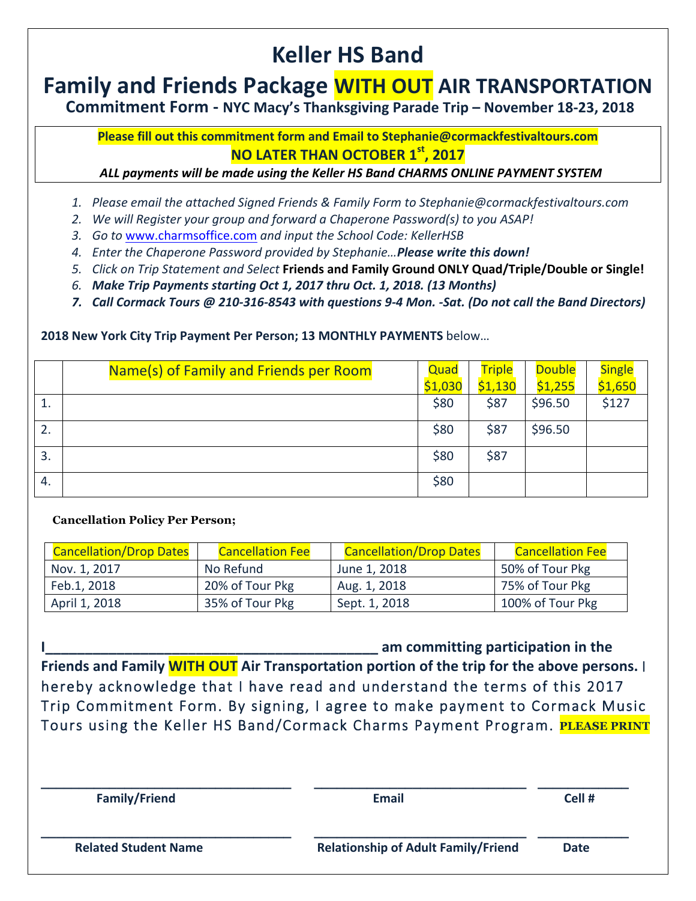# Keller HS Band

## Family and Friends Package WITH OUT AIR TRANSPORTATION

### Commitment Form - NYC Macy's Thanksgiving Parade Trip – November 18-23, 2018

**Please fill out this commitment form and Email to Stephanie@cormackfestivaltours.com**

**NO LATER THAN OCTOBER 1st, 2017**

***ALL payments will be made using the Keller HS Band CHARMS ONLINE PAYMENT SYSTEM***

1. *Please email the attached Signed Friends & Family Form to Stephanie@cormackfestivaltours.com*
2. *We will Register your group and forward a Chaperone Password(s) to you ASAP!*
3. *Go to [www.charmsoffice.com](www.charmsoffice.com) and input the School Code: KellerHSB*
4. *Enter the Chaperone Password provided by Stephanie…**Please write this down!***
5. *Click on Trip Statement and Select* **Friends and Family Ground ONLY Quad/Triple/Double or Single!**
6. ***Make Trip Payments starting Oct 1, 2017 thru Oct. 1, 2018. (13 Months)***
7. ***Call Cormack Tours @ 210-316-8543 with questions 9-4 Mon. -Sat. (Do not call the Band Directors)***

**2018 New York City Trip Payment Per Person; 13 MONTHLY PAYMENTS** below…

| | Name(s) of Family and Friends per Room | Quad $1,030 | Triple $1,130 | Double $1,255 | Single $1,650 |
|---|---|---|---|---|---|
| 1. | | $80 | $87 | $96.50 | $127 |
| 2. | | $80 | $87 | $96.50 | |
| 3. | | $80 | $87 | | |
| 4. | | $80 | | | |

**Cancellation Policy Per Person;**

| Cancellation/Drop Dates | Cancellation Fee | Cancellation/Drop Dates | Cancellation Fee |
|---|---|---|---|
| Nov. 1, 2017 | No Refund | June 1, 2018 | 50% of Tour Pkg |
| Feb.1, 2018 | 20% of Tour Pkg | Aug. 1, 2018 | 75% of Tour Pkg |
| April 1, 2018 | 35% of Tour Pkg | Sept. 1, 2018 | 100% of Tour Pkg |

**I\_\_\_\_\_\_\_\_\_\_\_\_\_\_\_\_\_\_\_\_\_\_\_\_\_\_\_\_\_\_\_\_\_\_\_\_\_\_\_\_\_\_ am committing participation in the Friends and Family WITH OUT Air Transportation portion of the trip for the above persons.** I hereby acknowledge that I have read and understand the terms of this 2017 Trip Commitment Form. By signing, I agree to make payment to Cormack Music Tours using the Keller HS Band/Cormack Charms Payment Program. **PLEASE PRINT**

\_\_\_\_\_\_\_\_\_\_\_\_\_\_\_\_\_\_\_\_\_\_\_\_\_\_\_\_ \_\_\_\_\_\_\_\_\_\_\_\_\_\_\_\_\_\_\_\_\_\_\_\_\_\_\_\_ \_\_\_\_\_\_\_\_\_\_\_\_

**Family/Friend** **Email** **Cell #**

\_\_\_\_\_\_\_\_\_\_\_\_\_\_\_\_\_\_\_\_\_\_\_\_\_\_\_\_ \_\_\_\_\_\_\_\_\_\_\_\_\_\_\_\_\_\_\_\_\_\_\_\_\_\_\_\_ \_\_\_\_\_\_\_\_\_\_\_\_

**Related Student Name** **Relationship of Adult Family/Friend** **Date**